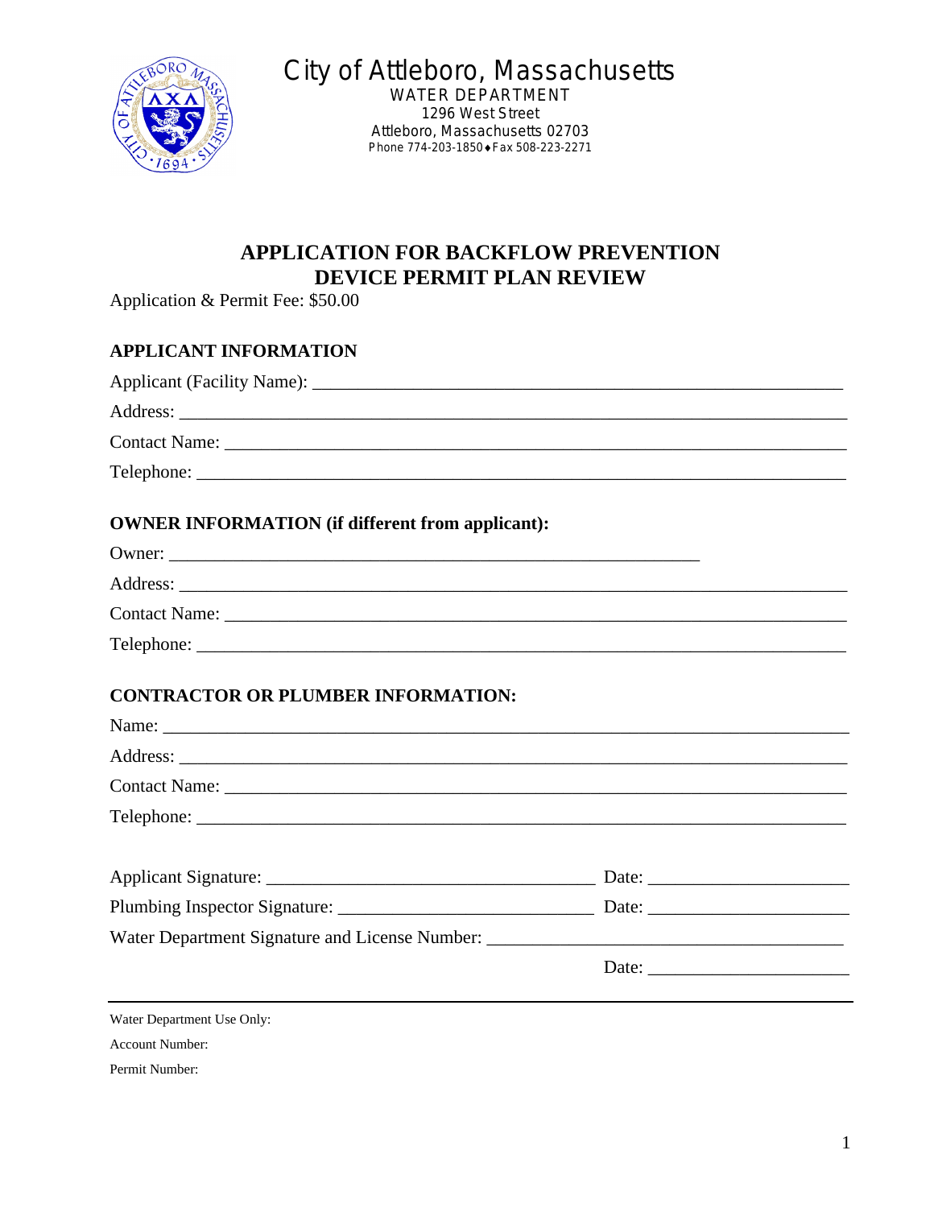# City of Attleboro, Massachusetts

WATER DEPARTMENT
1296 West Street
Attleboro, Massachusetts 02703
Phone 774-203-1850 ♦ Fax 508-223-2271

## APPLICATION FOR BACKFLOW PREVENTION DEVICE PERMIT PLAN REVIEW

Application & Permit Fee: $50.00

### APPLICANT INFORMATION

Applicant (Facility Name): ____________________________________________

Address: ____________________________________________

Contact Name: ____________________________________________

Telephone: ____________________________________________

### OWNER INFORMATION (if different from applicant):

Owner: ____________________________________________

Address: ____________________________________________

Contact Name: ____________________________________________

Telephone: ____________________________________________

### CONTRACTOR OR PLUMBER INFORMATION:

Name: ____________________________________________

Address: ____________________________________________

Contact Name: ____________________________________________

Telephone: ____________________________________________

Applicant Signature: ______________________________ Date: ________________

Plumbing Inspector Signature: ______________________ Date: ________________

Water Department Signature and License Number: ______________________________

Date: ________________

---

Water Department Use Only:

Account Number:

Permit Number: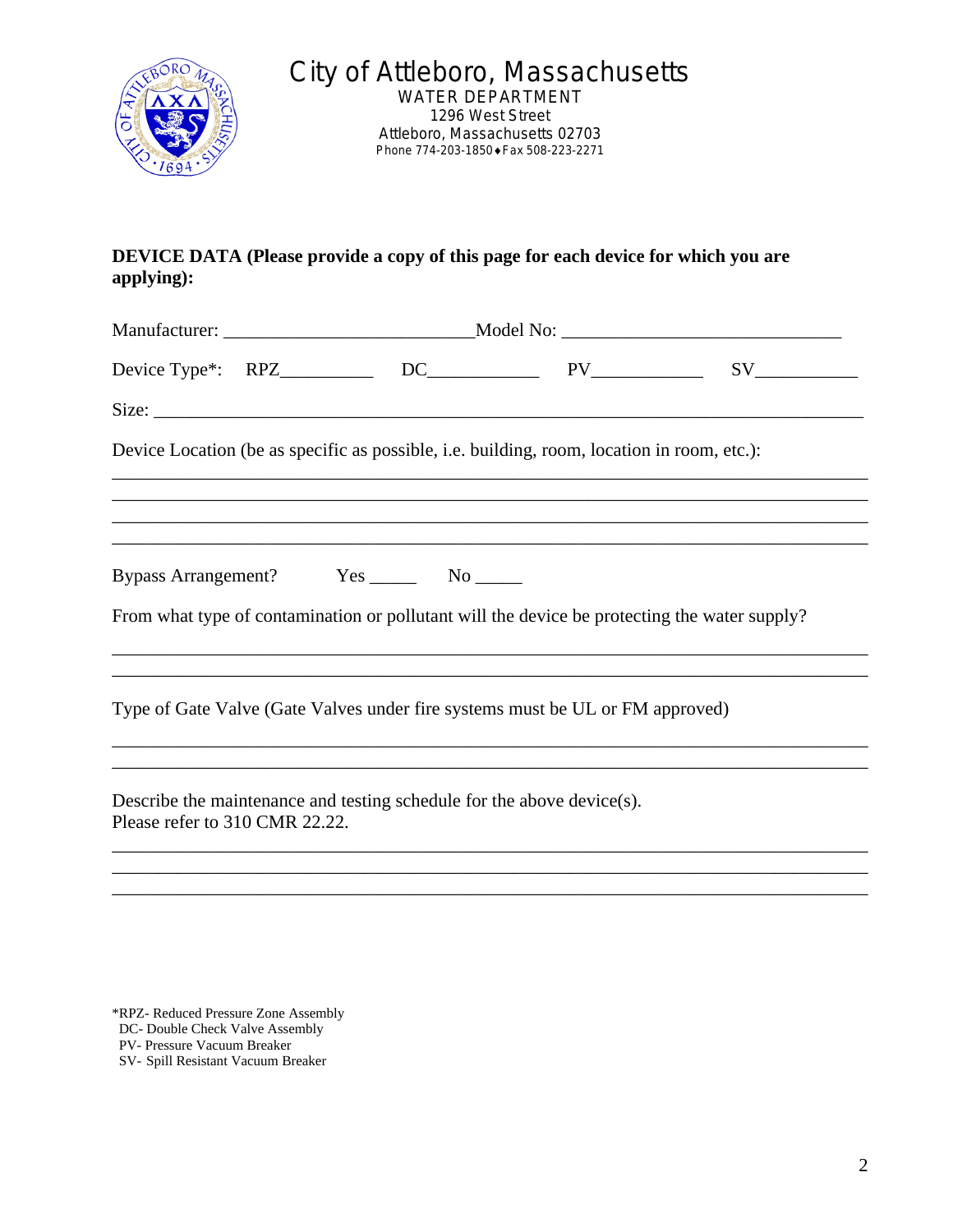# City of Attleboro, Massachusetts

WATER DEPARTMENT
1296 West Street
Attleboro, Massachusetts 02703
Phone 774-203-1850 ♦ Fax 508-223-2271

**DEVICE DATA (Please provide a copy of this page for each device for which you are applying):**

Manufacturer: __________________________ Model No: ______________________________

Device Type*: RPZ__________ DC____________ PV____________ SV___________

Size: __________________________________________________________________________

Device Location (be as specific as possible, i.e. building, room, location in room, etc.):

________________________________________________________________________________
________________________________________________________________________________
________________________________________________________________________________
________________________________________________________________________________

Bypass Arrangement? Yes _____ No _____

From what type of contamination or pollutant will the device be protecting the water supply?

________________________________________________________________________________
________________________________________________________________________________

Type of Gate Valve (Gate Valves under fire systems must be UL or FM approved)

________________________________________________________________________________
________________________________________________________________________________

Describe the maintenance and testing schedule for the above device(s).
Please refer to 310 CMR 22.22.

________________________________________________________________________________
________________________________________________________________________________
________________________________________________________________________________

*RPZ- Reduced Pressure Zone Assembly
DC- Double Check Valve Assembly
PV- Pressure Vacuum Breaker
SV- Spill Resistant Vacuum Breaker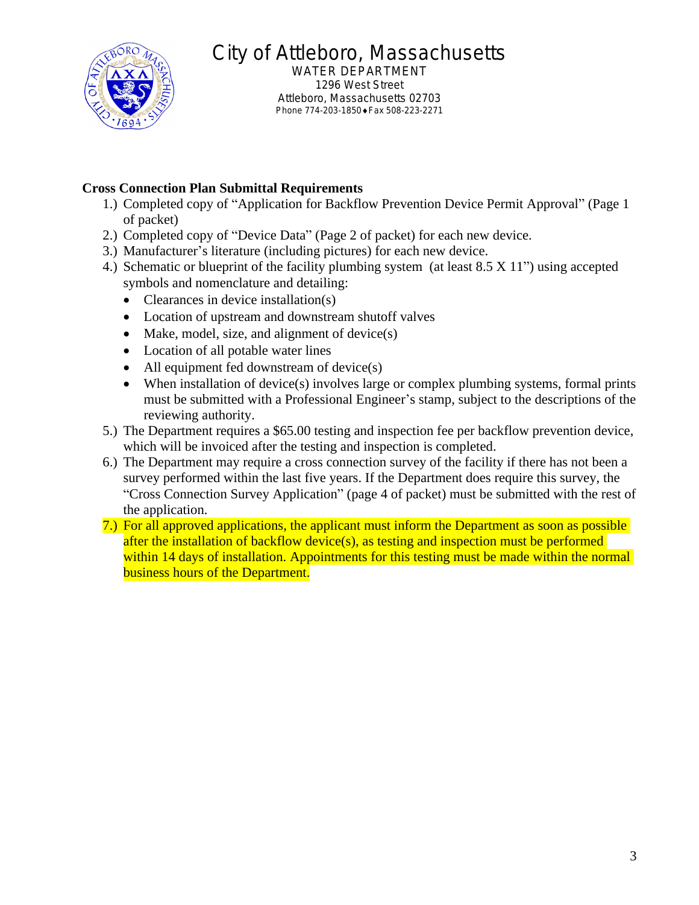# City of Attleboro, Massachusetts

WATER DEPARTMENT
1296 West Street
Attleboro, Massachusetts 02703
Phone 774-203-1850♦Fax 508-223-2271

**Cross Connection Plan Submittal Requirements**

1.) Completed copy of "Application for Backflow Prevention Device Permit Approval" (Page 1 of packet)
2.) Completed copy of "Device Data" (Page 2 of packet) for each new device.
3.) Manufacturer's literature (including pictures) for each new device.
4.) Schematic or blueprint of the facility plumbing system (at least 8.5 X 11") using accepted symbols and nomenclature and detailing:
   - Clearances in device installation(s)
   - Location of upstream and downstream shutoff valves
   - Make, model, size, and alignment of device(s)
   - Location of all potable water lines
   - All equipment fed downstream of device(s)
   - When installation of device(s) involves large or complex plumbing systems, formal prints must be submitted with a Professional Engineer's stamp, subject to the descriptions of the reviewing authority.
5.) The Department requires a $65.00 testing and inspection fee per backflow prevention device, which will be invoiced after the testing and inspection is completed.
6.) The Department may require a cross connection survey of the facility if there has not been a survey performed within the last five years. If the Department does require this survey, the "Cross Connection Survey Application" (page 4 of packet) must be submitted with the rest of the application.
7.) For all approved applications, the applicant must inform the Department as soon as possible after the installation of backflow device(s), as testing and inspection must be performed within 14 days of installation. Appointments for this testing must be made within the normal business hours of the Department.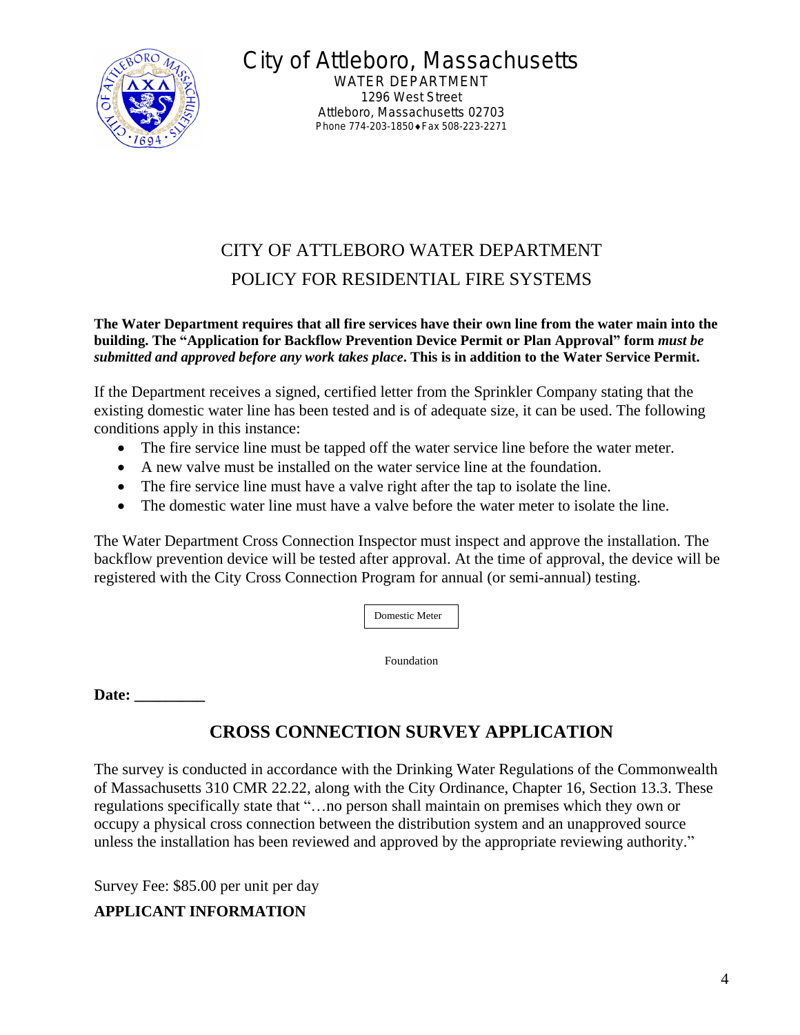# City of Attleboro, Massachusetts

WATER DEPARTMENT
1296 West Street
Attleboro, Massachusetts 02703
Phone 774-203-1850♦Fax 508-223-2271

## CITY OF ATTLEBORO WATER DEPARTMENT
## POLICY FOR RESIDENTIAL FIRE SYSTEMS

**The Water Department requires that all fire services have their own line from the water main into the building. The "Application for Backflow Prevention Device Permit or Plan Approval" form *must be submitted and approved before any work takes place*. This is in addition to the Water Service Permit.**

If the Department receives a signed, certified letter from the Sprinkler Company stating that the existing domestic water line has been tested and is of adequate size, it can be used. The following conditions apply in this instance:

- The fire service line must be tapped off the water service line before the water meter.
- A new valve must be installed on the water service line at the foundation.
- The fire service line must have a valve right after the tap to isolate the line.
- The domestic water line must have a valve before the water meter to isolate the line.

The Water Department Cross Connection Inspector must inspect and approve the installation. The backflow prevention device will be tested after approval. At the time of approval, the device will be registered with the City Cross Connection Program for annual (or semi-annual) testing.

Domestic Meter

Foundation

**Date: _________**

## CROSS CONNECTION SURVEY APPLICATION

The survey is conducted in accordance with the Drinking Water Regulations of the Commonwealth of Massachusetts 310 CMR 22.22, along with the City Ordinance, Chapter 16, Section 13.3. These regulations specifically state that "…no person shall maintain on premises which they own or occupy a physical cross connection between the distribution system and an unapproved source unless the installation has been reviewed and approved by the appropriate reviewing authority."

Survey Fee: $85.00 per unit per day

**APPLICANT INFORMATION**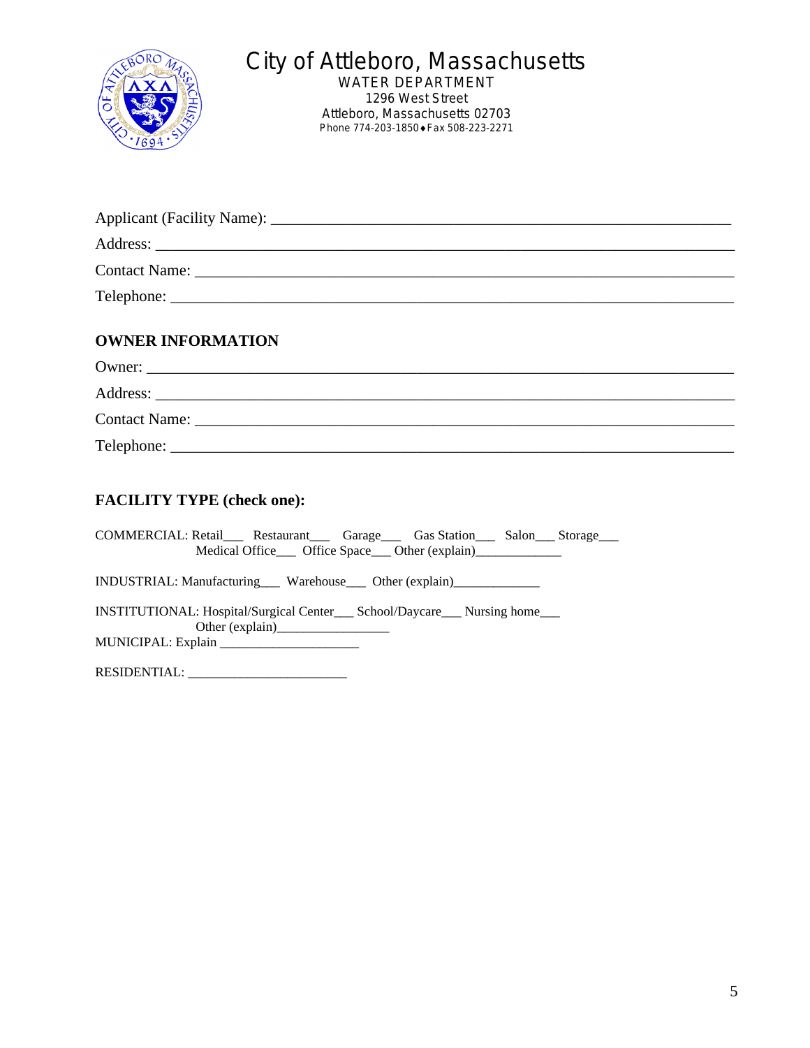# City of Attleboro, Massachusetts

WATER DEPARTMENT
1296 West Street
Attleboro, Massachusetts 02703
Phone 774-203-1850♦Fax 508-223-2271

Applicant (Facility Name): ___________________________________________________________

Address: ______________________________________________________________________

Contact Name: __________________________________________________________________

Telephone: _____________________________________________________________________

**OWNER INFORMATION**

Owner: ________________________________________________________________________

Address: ______________________________________________________________________

Contact Name: __________________________________________________________________

Telephone: _____________________________________________________________________

**FACILITY TYPE (check one):**

COMMERCIAL: Retail___ Restaurant___ Garage___ Gas Station___ Salon___ Storage___
Medical Office___ Office Space___ Other (explain)____________

INDUSTRIAL: Manufacturing___ Warehouse___ Other (explain)____________

INSTITUTIONAL: Hospital/Surgical Center___ School/Daycare___ Nursing home___
Other (explain)________________

MUNICIPAL: Explain ____________________

RESIDENTIAL: _______________________